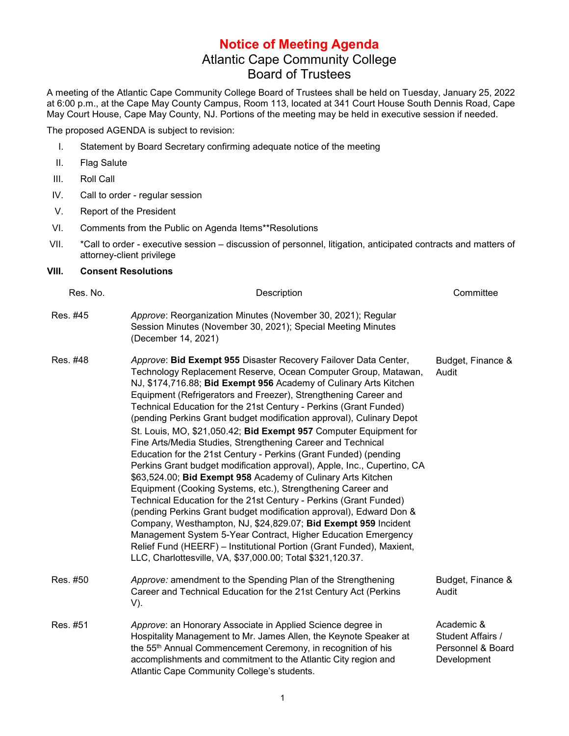# Notice of Meeting Agenda

## Atlantic Cape Community College
## Board of Trustees

A meeting of the Atlantic Cape Community College Board of Trustees shall be held on Tuesday, January 25, 2022 at 6:00 p.m., at the Cape May County Campus, Room 113, located at 341 Court House South Dennis Road, Cape May Court House, Cape May County, NJ. Portions of the meeting may be held in executive session if needed.

The proposed AGENDA is subject to revision:

I. Statement by Board Secretary confirming adequate notice of the meeting

II. Flag Salute

III. Roll Call

IV. Call to order - regular session

V. Report of the President

VI. Comments from the Public on Agenda Items**Resolutions

VII. *Call to order - executive session – discussion of personnel, litigation, anticipated contracts and matters of attorney-client privilege

**VIII. Consent Resolutions**

| Res. No. | Description | Committee |
|---|---|---|
| Res. #45 | *Approve*: Reorganization Minutes (November 30, 2021); Regular Session Minutes (November 30, 2021); Special Meeting Minutes (December 14, 2021) | |
| Res. #48 | *Approve*: **Bid Exempt 955** Disaster Recovery Failover Data Center, Technology Replacement Reserve, Ocean Computer Group, Matawan, NJ, $174,716.88; **Bid Exempt 956** Academy of Culinary Arts Kitchen Equipment (Refrigerators and Freezer), Strengthening Career and Technical Education for the 21st Century - Perkins (Grant Funded) (pending Perkins Grant budget modification approval), Culinary Depot St. Louis, MO, $21,050.42; **Bid Exempt 957** Computer Equipment for Fine Arts/Media Studies, Strengthening Career and Technical Education for the 21st Century - Perkins (Grant Funded) (pending Perkins Grant budget modification approval), Apple, Inc., Cupertino, CA $63,524.00; **Bid Exempt 958** Academy of Culinary Arts Kitchen Equipment (Cooking Systems, etc.), Strengthening Career and Technical Education for the 21st Century - Perkins (Grant Funded) (pending Perkins Grant budget modification approval), Edward Don & Company, Westhampton, NJ, $24,829.07; **Bid Exempt 959** Incident Management System 5-Year Contract, Higher Education Emergency Relief Fund (HEERF) – Institutional Portion (Grant Funded), Maxient, LLC, Charlottesville, VA, $37,000.00; Total $321,120.37. | Budget, Finance & Audit |
| Res. #50 | *Approve:* amendment to the Spending Plan of the Strengthening Career and Technical Education for the 21st Century Act (Perkins V). | Budget, Finance & Audit |
| Res. #51 | *Approve*: an Honorary Associate in Applied Science degree in Hospitality Management to Mr. James Allen, the Keynote Speaker at the 55th Annual Commencement Ceremony, in recognition of his accomplishments and commitment to the Atlantic City region and Atlantic Cape Community College's students. | Academic & Student Affairs / Personnel & Board Development |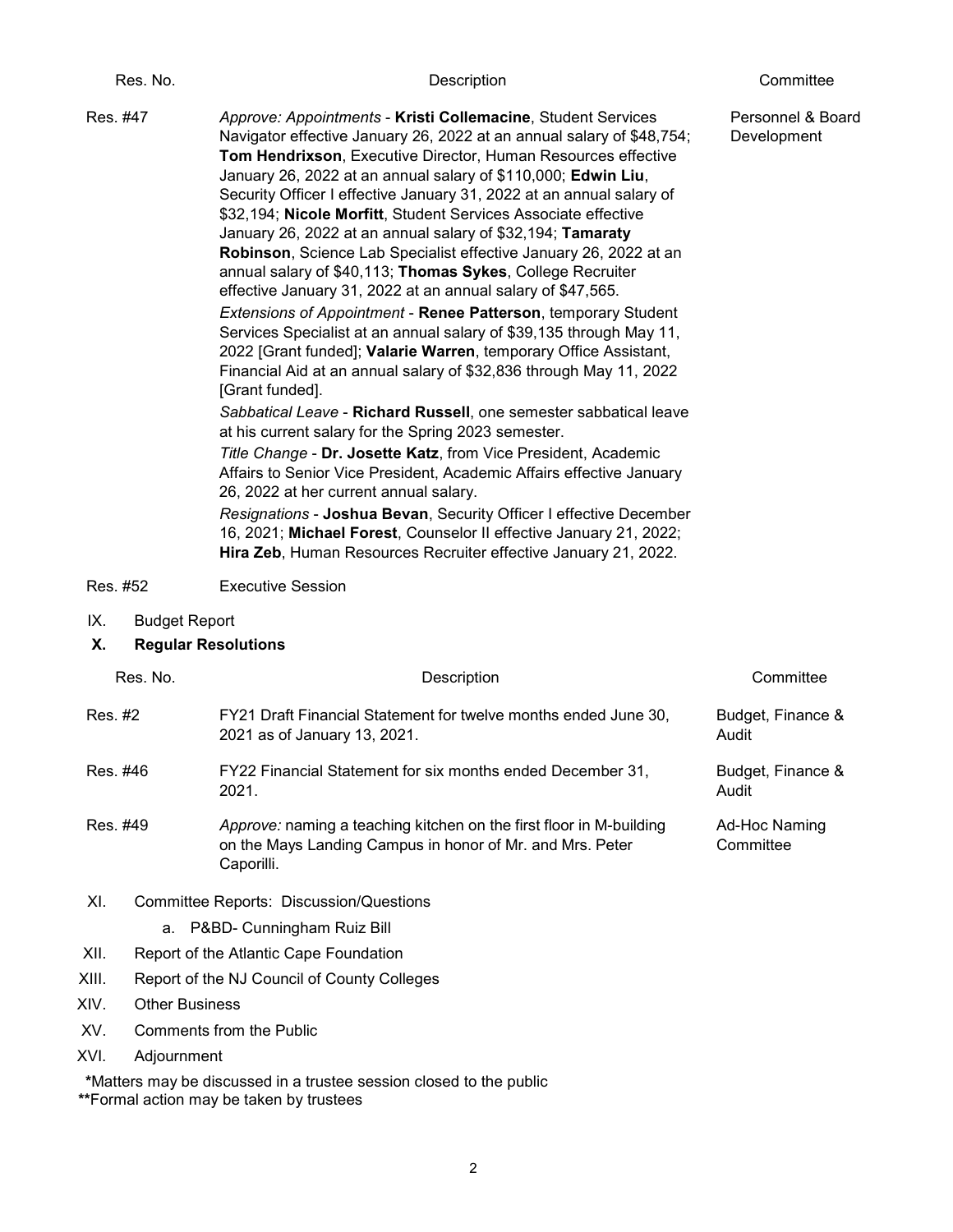| Res. No. | Description | Committee |
| --- | --- | --- |
| Res. #47 | *Approve: Appointments* - **Kristi Collemacine**, Student Services Navigator effective January 26, 2022 at an annual salary of $48,754; **Tom Hendrixson**, Executive Director, Human Resources effective January 26, 2022 at an annual salary of $110,000; **Edwin Liu**, Security Officer I effective January 31, 2022 at an annual salary of $32,194; **Nicole Morfitt**, Student Services Associate effective January 26, 2022 at an annual salary of $32,194; **Tamaraty Robinson**, Science Lab Specialist effective January 26, 2022 at an annual salary of $40,113; **Thomas Sykes**, College Recruiter effective January 31, 2022 at an annual salary of $47,565.<br>*Extensions of Appointment* - **Renee Patterson**, temporary Student Services Specialist at an annual salary of $39,135 through May 11, 2022 [Grant funded]; **Valarie Warren**, temporary Office Assistant, Financial Aid at an annual salary of $32,836 through May 11, 2022 [Grant funded].<br>*Sabbatical Leave* - **Richard Russell**, one semester sabbatical leave at his current salary for the Spring 2023 semester.<br>*Title Change* - **Dr. Josette Katz**, from Vice President, Academic Affairs to Senior Vice President, Academic Affairs effective January 26, 2022 at her current annual salary.<br>*Resignations* - **Joshua Bevan**, Security Officer I effective December 16, 2021; **Michael Forest**, Counselor II effective January 21, 2022; **Hira Zeb**, Human Resources Recruiter effective January 21, 2022. | Personnel & Board Development |
| Res. #52 | Executive Session | |

IX. Budget Report

**X. Regular Resolutions**

| Res. No. | Description | Committee |
| --- | --- | --- |
| Res. #2 | FY21 Draft Financial Statement for twelve months ended June 30, 2021 as of January 13, 2021. | Budget, Finance & Audit |
| Res. #46 | FY22 Financial Statement for six months ended December 31, 2021. | Budget, Finance & Audit |
| Res. #49 | *Approve:* naming a teaching kitchen on the first floor in M-building on the Mays Landing Campus in honor of Mr. and Mrs. Peter Caporilli. | Ad-Hoc Naming Committee |

XI. Committee Reports: Discussion/Questions

a. P&BD- Cunningham Ruiz Bill

XII. Report of the Atlantic Cape Foundation

XIII. Report of the NJ Council of County Colleges

XIV. Other Business

XV. Comments from the Public

XVI. Adjournment

*Matters may be discussed in a trustee session closed to the public
**Formal action may be taken by trustees